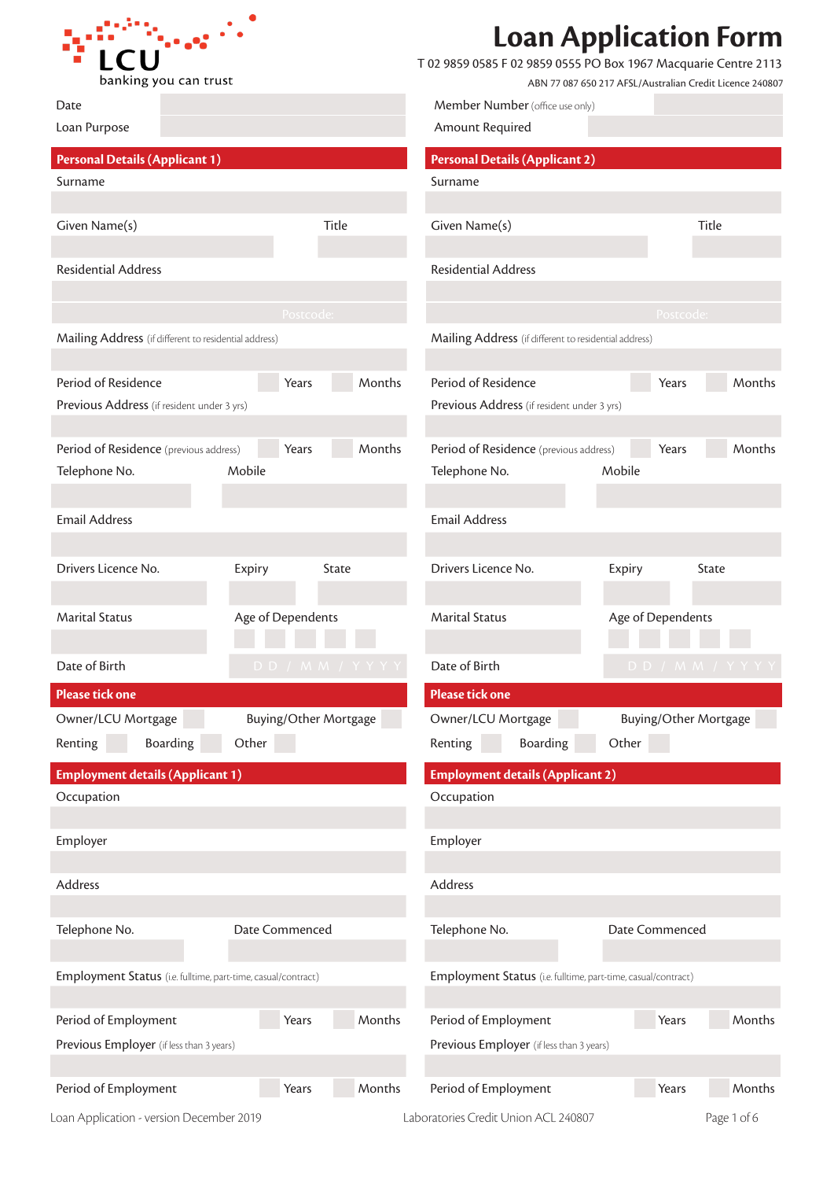LCU
banking you can trust

# Loan Application Form

T 02 9859 0585 F 02 9859 0555 PO Box 1967 Macquarie Centre 2113

ABN 77 087 650 217 AFSL/Australian Credit Licence 240807

Date

Loan Purpose

Member Number (office use only)

Amount Required

## Personal Details (Applicant 1)

Surname

Given Name(s)

Title

Residential Address

Postcode:

Mailing Address (if different to residential address)

Period of Residence Years Months

Previous Address (if resident under 3 yrs)

Period of Residence (previous address) Years Months

Telephone No.

Mobile

Email Address

Drivers Licence No.

Expiry

State

Marital Status

Age of Dependents

Date of Birth DD / MM / YYYY

### Please tick one

Owner/LCU Mortgage

Buying/Other Mortgage

Renting

Boarding

Other

## Personal Details (Applicant 2)

Surname

Given Name(s)

Title

Residential Address

Postcode:

Mailing Address (if different to residential address)

Period of Residence Years Months

Previous Address (if resident under 3 yrs)

Period of Residence (previous address) Years Months

Telephone No.

Mobile

Email Address

Drivers Licence No.

Expiry

State

Marital Status

Age of Dependents

Date of Birth DD / MM / YYYY

### Please tick one

Owner/LCU Mortgage

Buying/Other Mortgage

Renting

Boarding

Other

## Employment details (Applicant 1)

Occupation

Employer

Address

Telephone No.

Date Commenced

Employment Status (i.e. fulltime, part-time, casual/contract)

Period of Employment Years Months

Previous Employer (if less than 3 years)

Period of Employment Years Months

## Employment details (Applicant 2)

Occupation

Employer

Address

Telephone No.

Date Commenced

Employment Status (i.e. fulltime, part-time, casual/contract)

Period of Employment Years Months

Previous Employer (if less than 3 years)

Period of Employment Years Months

Loan Application - version December 2019

Laboratories Credit Union ACL 240807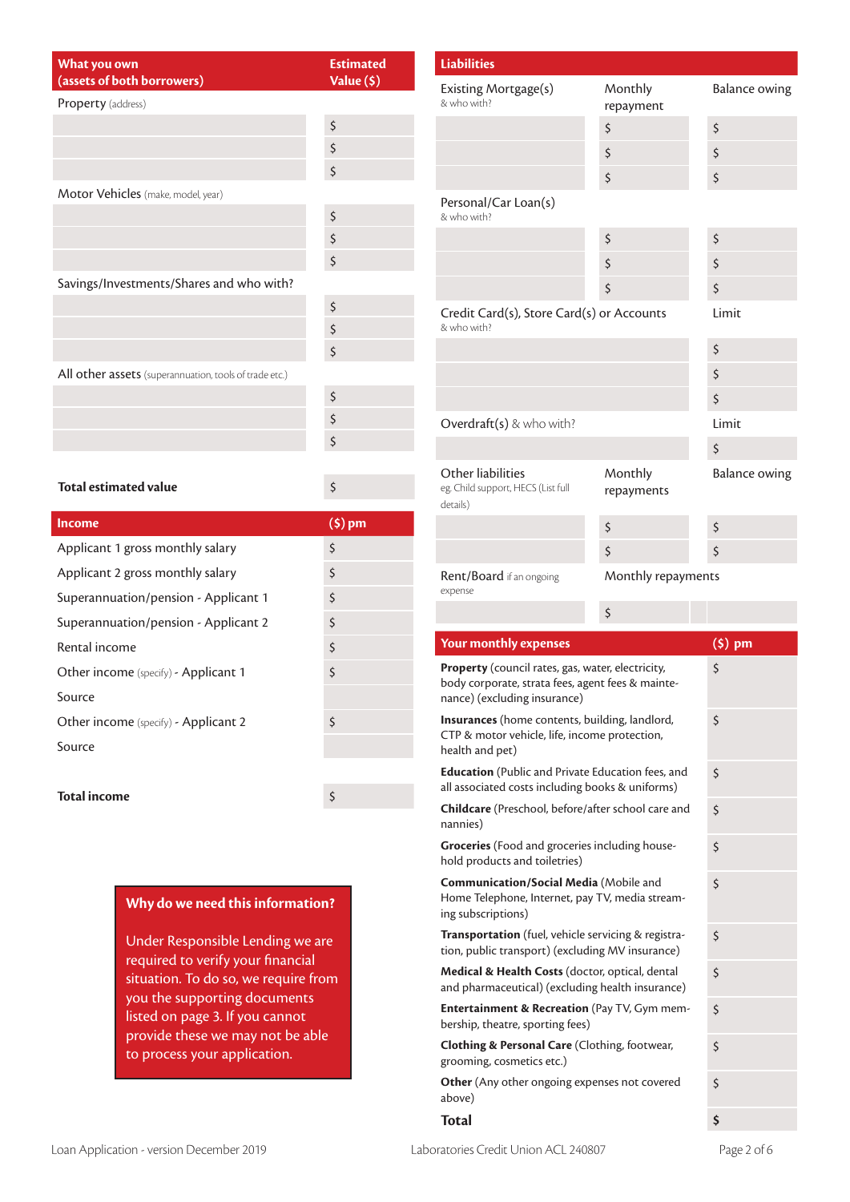| What you own (assets of both borrowers) | Estimated Value ($) |
| --- | --- |
| Property (address) | |
| | $ |
| | $ |
| | $ |
| Motor Vehicles (make, model, year) | |
| | $ |
| | $ |
| | $ |
| Savings/Investments/Shares and who with? | |
| | $ |
| | $ |
| | $ |
| All other assets (superannuation, tools of trade etc.) | |
| | $ |
| | $ |
| | $ |
| **Total estimated value** | $ |

| Income | ($) pm |
| --- | --- |
| Applicant 1 gross monthly salary | $ |
| Applicant 2 gross monthly salary | $ |
| Superannuation/pension - Applicant 1 | $ |
| Superannuation/pension - Applicant 2 | $ |
| Rental income | $ |
| Other income (specify) - Applicant 1 | $ |
| Source | |
| Other income (specify) - Applicant 2 | $ |
| Source | |
| **Total income** | $ |

**Why do we need this information?**

Under Responsible Lending we are required to verify your financial situation. To do so, we require from you the supporting documents listed on page 3. If you cannot provide these we may not be able to process your application.

| Liabilities | | |
| --- | --- | --- |
| Existing Mortgage(s) & who with? | Monthly repayment | Balance owing |
| | $ | $ |
| | $ | $ |
| | $ | $ |
| Personal/Car Loan(s) & who with? | | |
| | $ | $ |
| | $ | $ |
| | $ | $ |
| Credit Card(s), Store Card(s) or Accounts & who with? | | Limit |
| | | $ |
| | | $ |
| | | $ |
| Overdraft(s) & who with? | | Limit |
| | | $ |
| Other liabilities eg. Child support, HECS (List full details) | Monthly repayments | Balance owing |
| | $ | $ |
| | $ | $ |
| Rent/Board if an ongoing expense | Monthly repayments | |
| | $ | |

| Your monthly expenses | ($) pm |
| --- | --- |
| **Property** (council rates, gas, water, electricity, body corporate, strata fees, agent fees & maintenance) (excluding insurance) | $ |
| **Insurances** (home contents, building, landlord, CTP & motor vehicle, life, income protection, health and pet) | $ |
| **Education** (Public and Private Education fees, and all associated costs including books & uniforms) | $ |
| **Childcare** (Preschool, before/after school care and nannies) | $ |
| **Groceries** (Food and groceries including household products and toiletries) | $ |
| **Communication/Social Media** (Mobile and Home Telephone, Internet, pay TV, media streaming subscriptions) | $ |
| **Transportation** (fuel, vehicle servicing & registration, public transport) (excluding MV insurance) | $ |
| **Medical & Health Costs** (doctor, optical, dental and pharmaceutical) (excluding health insurance) | $ |
| **Entertainment & Recreation** (Pay TV, Gym membership, theatre, sporting fees) | $ |
| **Clothing & Personal Care** (Clothing, footwear, grooming, cosmetics etc.) | $ |
| **Other** (Any other ongoing expenses not covered above) | $ |
| **Total** | **$** |

Loan Application - version December 2019 Laboratories Credit Union ACL 240807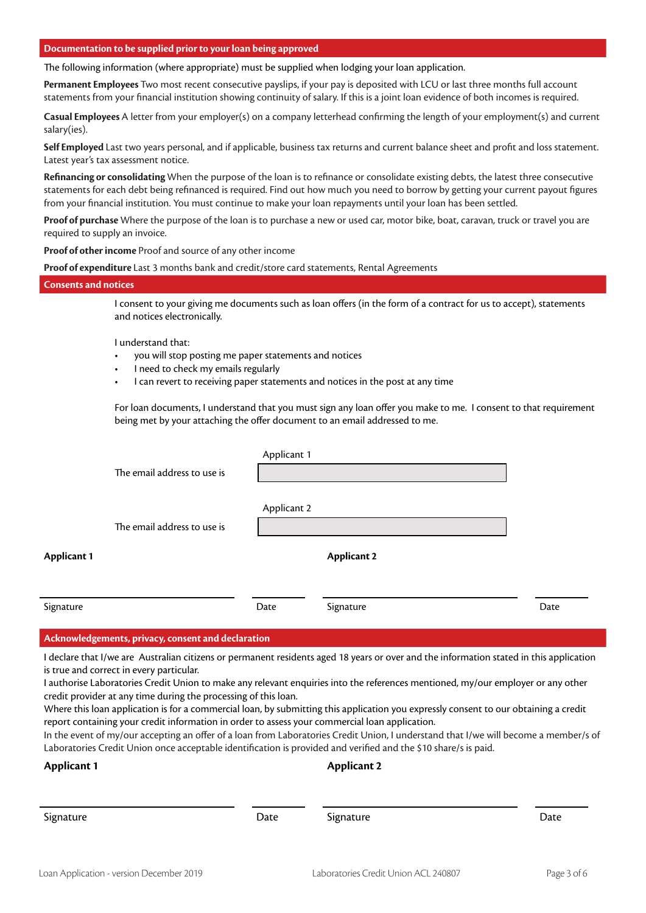## Documentation to be supplied prior to your loan being approved

The following information (where appropriate) must be supplied when lodging your loan application.

**Permanent Employees** Two most recent consecutive payslips, if your pay is deposited with LCU or last three months full account statements from your financial institution showing continuity of salary. If this is a joint loan evidence of both incomes is required.

**Casual Employees** A letter from your employer(s) on a company letterhead confirming the length of your employment(s) and current salary(ies).

**Self Employed** Last two years personal, and if applicable, business tax returns and current balance sheet and profit and loss statement. Latest year's tax assessment notice.

**Refinancing or consolidating** When the purpose of the loan is to refinance or consolidate existing debts, the latest three consecutive statements for each debt being refinanced is required. Find out how much you need to borrow by getting your current payout figures from your financial institution. You must continue to make your loan repayments until your loan has been settled.

**Proof of purchase** Where the purpose of the loan is to purchase a new or used car, motor bike, boat, caravan, truck or travel you are required to supply an invoice.

**Proof of other income** Proof and source of any other income

**Proof of expenditure** Last 3 months bank and credit/store card statements, Rental Agreements

## Consents and notices

I consent to your giving me documents such as loan offers (in the form of a contract for us to accept), statements and notices electronically.

I understand that:

- you will stop posting me paper statements and notices
- I need to check my emails regularly
- I can revert to receiving paper statements and notices in the post at any time

For loan documents, I understand that you must sign any loan offer you make to me. I consent to that requirement being met by your attaching the offer document to an email addressed to me.

Applicant 1

The email address to use is ______________________

Applicant 2

The email address to use is ______________________

| **Applicant 1** | | **Applicant 2** | |
|---|---|---|---|
| Signature | Date | Signature | Date |

## Acknowledgements, privacy, consent and declaration

I declare that I/we are Australian citizens or permanent residents aged 18 years or over and the information stated in this application is true and correct in every particular.
I authorise Laboratories Credit Union to make any relevant enquiries into the references mentioned, my/our employer or any other credit provider at any time during the processing of this loan.
Where this loan application is for a commercial loan, by submitting this application you expressly consent to our obtaining a credit report containing your credit information in order to assess your commercial loan application.
In the event of my/our accepting an offer of a loan from Laboratories Credit Union, I understand that I/we will become a member/s of Laboratories Credit Union once acceptable identification is provided and verified and the $10 share/s is paid.

| **Applicant 1** | | **Applicant 2** | |
|---|---|---|---|
| Signature | Date | Signature | Date |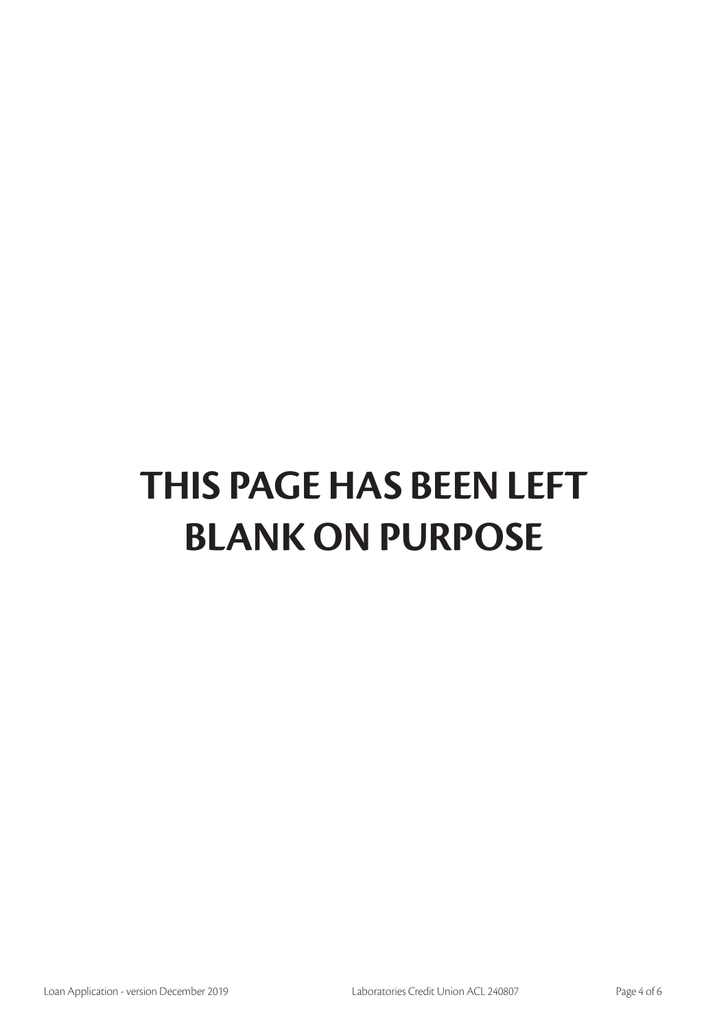# THIS PAGE HAS BEEN LEFT BLANK ON PURPOSE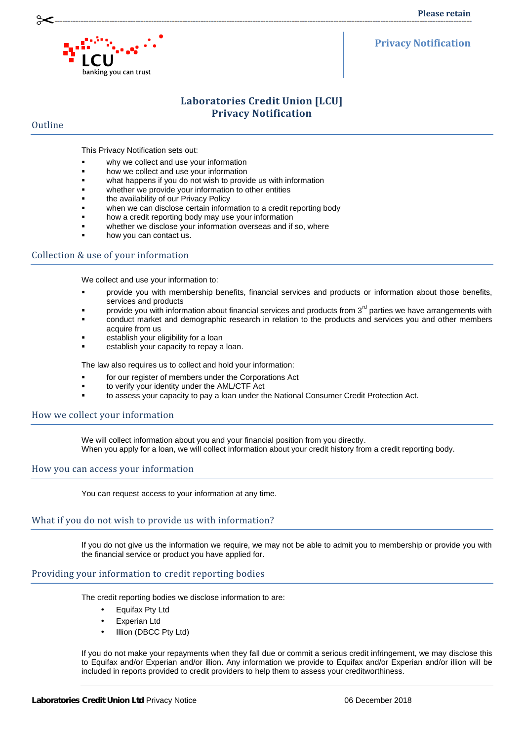Please retain

LCU banking you can trust

**Privacy Notification**

# Laboratories Credit Union [LCU]
# Privacy Notification

## Outline

This Privacy Notification sets out:

- why we collect and use your information
- how we collect and use your information
- what happens if you do not wish to provide us with information
- whether we provide your information to other entities
- the availability of our Privacy Policy
- when we can disclose certain information to a credit reporting body
- how a credit reporting body may use your information
- whether we disclose your information overseas and if so, where
- how you can contact us.

## Collection & use of your information

We collect and use your information to:

- provide you with membership benefits, financial services and products or information about those benefits, services and products
- provide you with information about financial services and products from 3rd parties we have arrangements with
- conduct market and demographic research in relation to the products and services you and other members acquire from us
- establish your eligibility for a loan
- establish your capacity to repay a loan.

The law also requires us to collect and hold your information:

- for our register of members under the Corporations Act
- to verify your identity under the AML/CTF Act
- to assess your capacity to pay a loan under the National Consumer Credit Protection Act.

## How we collect your information

We will collect information about you and your financial position from you directly.
When you apply for a loan, we will collect information about your credit history from a credit reporting body.

## How you can access your information

You can request access to your information at any time.

## What if you do not wish to provide us with information?

If you do not give us the information we require, we may not be able to admit you to membership or provide you with the financial service or product you have applied for.

## Providing your information to credit reporting bodies

The credit reporting bodies we disclose information to are:

- Equifax Pty Ltd
- Experian Ltd
- Illion (DBCC Pty Ltd)

If you do not make your repayments when they fall due or commit a serious credit infringement, we may disclose this to Equifax and/or Experian and/or illion. Any information we provide to Equifax and/or Experian and/or illion will be included in reports provided to credit providers to help them to assess your creditworthiness.

**Laboratories Credit Union Ltd** Privacy Notice 06 December 2018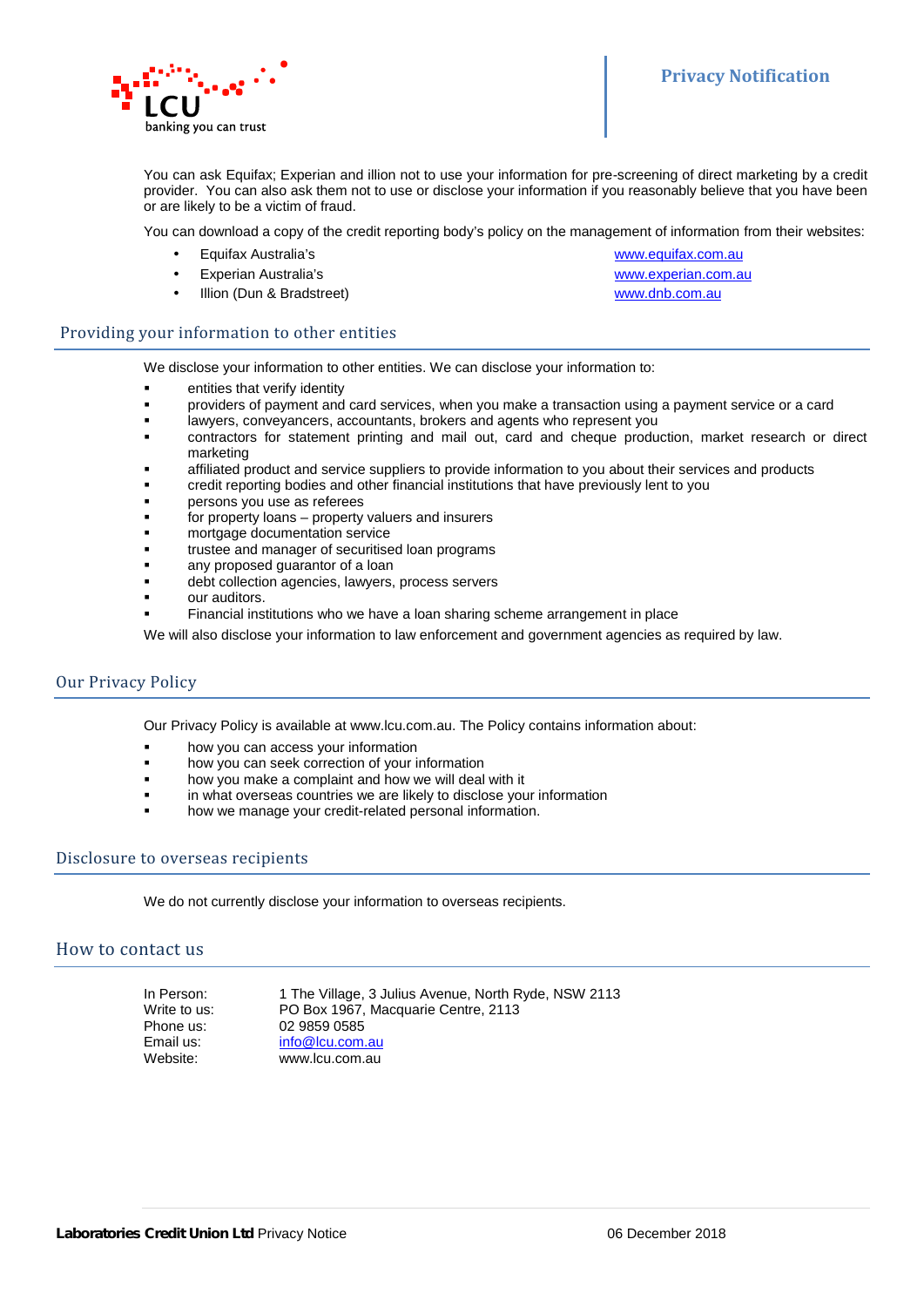You can ask Equifax; Experian and illion not to use your information for pre-screening of direct marketing by a credit provider. You can also ask them not to use or disclose your information if you reasonably believe that you have been or are likely to be a victim of fraud.

You can download a copy of the credit reporting body's policy on the management of information from their websites:

- Equifax Australia's www.equifax.com.au
- Experian Australia's www.experian.com.au
- Illion (Dun & Bradstreet) www.dnb.com.au

## Providing your information to other entities

We disclose your information to other entities. We can disclose your information to:

- entities that verify identity
- providers of payment and card services, when you make a transaction using a payment service or a card
- lawyers, conveyancers, accountants, brokers and agents who represent you
- contractors for statement printing and mail out, card and cheque production, market research or direct marketing
- affiliated product and service suppliers to provide information to you about their services and products
- credit reporting bodies and other financial institutions that have previously lent to you
- persons you use as referees
- for property loans – property valuers and insurers
- mortgage documentation service
- trustee and manager of securitised loan programs
- any proposed guarantor of a loan
- debt collection agencies, lawyers, process servers
- our auditors.
- Financial institutions who we have a loan sharing scheme arrangement in place

We will also disclose your information to law enforcement and government agencies as required by law.

## Our Privacy Policy

Our Privacy Policy is available at www.lcu.com.au. The Policy contains information about:

- how you can access your information
- how you can seek correction of your information
- how you make a complaint and how we will deal with it
- in what overseas countries we are likely to disclose your information
- how we manage your credit-related personal information.

## Disclosure to overseas recipients

We do not currently disclose your information to overseas recipients.

## How to contact us

| | |
|---|---|
| In Person: | 1 The Village, 3 Julius Avenue, North Ryde, NSW 2113 |
| Write to us: | PO Box 1967, Macquarie Centre, 2113 |
| Phone us: | 02 9859 0585 |
| Email us: | info@lcu.com.au |
| Website: | www.lcu.com.au |